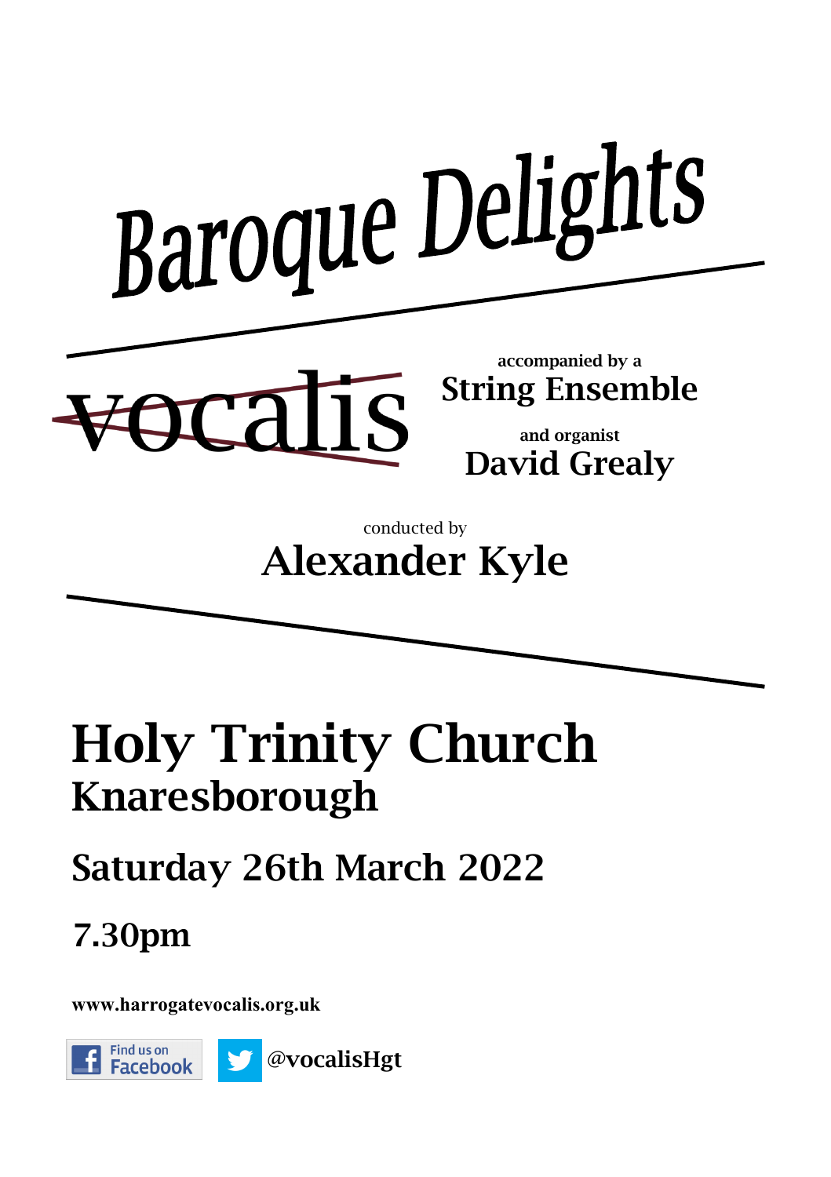# Baroque Delights

## vocalis

accompanied by a
**String Ensemble**

and organist
**David Grealy**

conducted by
**Alexander Kyle**

# Holy Trinity Church
## Knaresborough

## Saturday 26th March 2022

## 7.30pm

**www.harrogatevocalis.org.uk**

Find us on Facebook

**@vocalisHgt**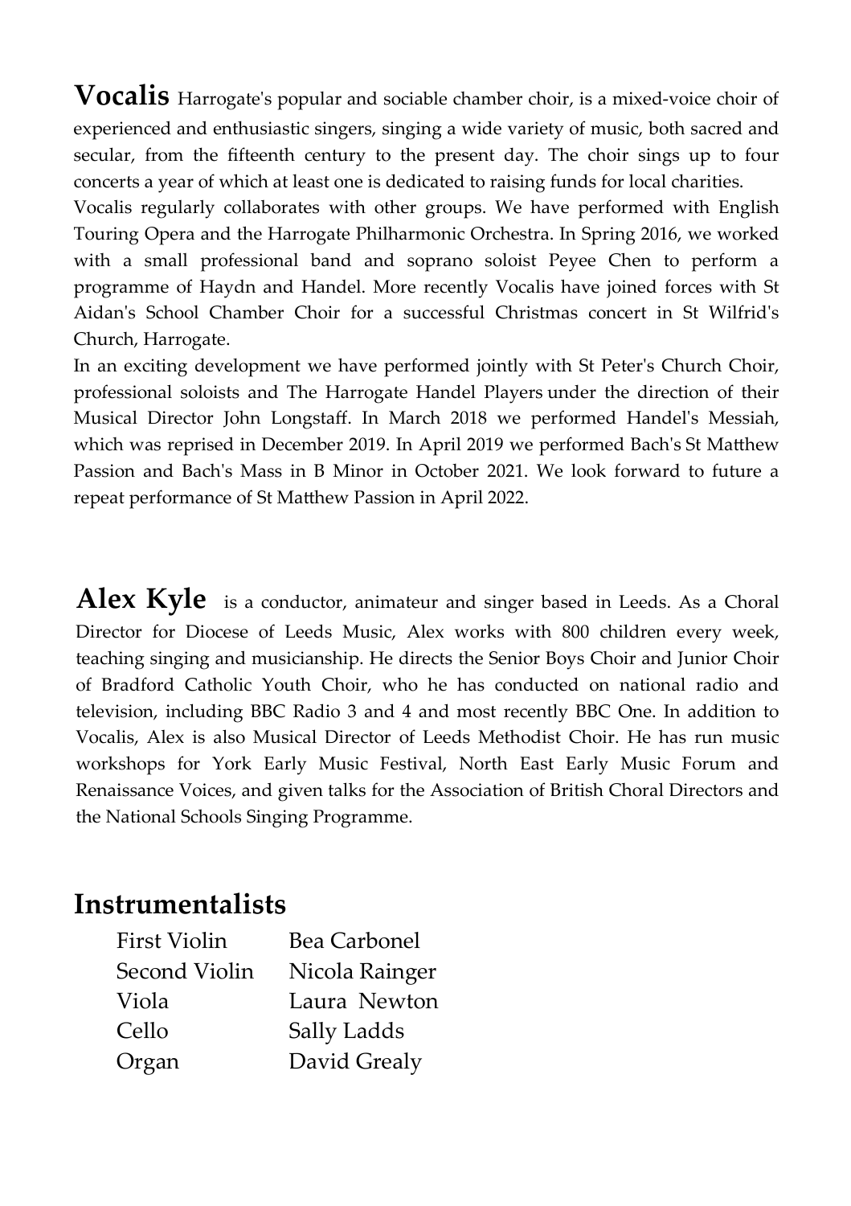**Vocalis** Harrogate's popular and sociable chamber choir, is a mixed-voice choir of experienced and enthusiastic singers, singing a wide variety of music, both sacred and secular, from the fifteenth century to the present day. The choir sings up to four concerts a year of which at least one is dedicated to raising funds for local charities.

Vocalis regularly collaborates with other groups. We have performed with English Touring Opera and the Harrogate Philharmonic Orchestra. In Spring 2016, we worked with a small professional band and soprano soloist Peyee Chen to perform a programme of Haydn and Handel. More recently Vocalis have joined forces with St Aidan's School Chamber Choir for a successful Christmas concert in St Wilfrid's Church, Harrogate.

In an exciting development we have performed jointly with St Peter's Church Choir, professional soloists and The Harrogate Handel Players under the direction of their Musical Director John Longstaff. In March 2018 we performed Handel's Messiah, which was reprised in December 2019. In April 2019 we performed Bach's St Matthew Passion and Bach's Mass in B Minor in October 2021. We look forward to future a repeat performance of St Matthew Passion in April 2022.

**Alex Kyle** is a conductor, animateur and singer based in Leeds. As a Choral Director for Diocese of Leeds Music, Alex works with 800 children every week, teaching singing and musicianship. He directs the Senior Boys Choir and Junior Choir of Bradford Catholic Youth Choir, who he has conducted on national radio and television, including BBC Radio 3 and 4 and most recently BBC One. In addition to Vocalis, Alex is also Musical Director of Leeds Methodist Choir. He has run music workshops for York Early Music Festival, North East Early Music Forum and Renaissance Voices, and given talks for the Association of British Choral Directors and the National Schools Singing Programme.

## Instrumentalists

| | |
|---|---|
| First Violin | Bea Carbonel |
| Second Violin | Nicola Rainger |
| Viola | Laura Newton |
| Cello | Sally Ladds |
| Organ | David Grealy |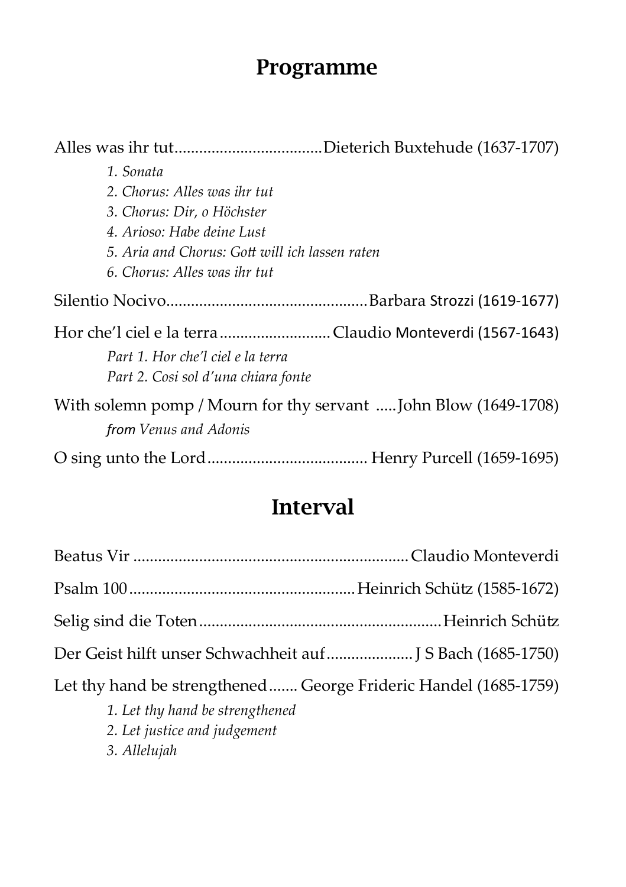## Programme

Alles was ihr tut....................................Dieterich Buxtehude (1637-1707)

*1. Sonata*
*2. Chorus: Alles was ihr tut*
*3. Chorus: Dir, o Höchster*
*4. Arioso: Habe deine Lust*
*5. Aria and Chorus: Gott will ich lassen raten*
*6. Chorus: Alles was ihr tut*

Silentio Nocivo................................................Barbara Strozzi (1619-1677)

Hor che'l ciel e la terra...........................Claudio Monteverdi (1567-1643)

*Part 1. Hor che'l ciel e la terra*
*Part 2. Cosi sol d'una chiara fonte*

With solemn pomp / Mourn for thy servant .....John Blow (1649-1708)

*from Venus and Adonis*

O sing unto the Lord....................................... Henry Purcell (1659-1695)

## Interval

Beatus Vir ..................................................................Claudio Monteverdi

Psalm 100......................................................Heinrich Schütz (1585-1672)

Selig sind die Toten..........................................................Heinrich Schütz

Der Geist hilft unser Schwachheit auf..................... J S Bach (1685-1750)

Let thy hand be strengthened....... George Frideric Handel (1685-1759)

*1. Let thy hand be strengthened*
*2. Let justice and judgement*
*3. Allelujah*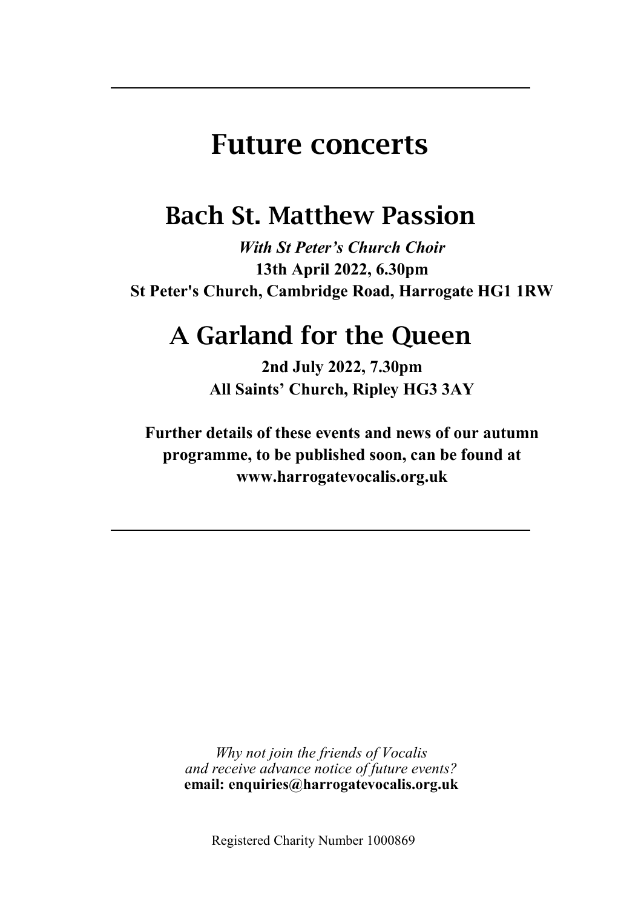# Future concerts

## Bach St. Matthew Passion

***With St Peter's Church Choir***

**13th April 2022, 6.30pm**

**St Peter's Church, Cambridge Road, Harrogate HG1 1RW**

## A Garland for the Queen

**2nd July 2022, 7.30pm**

**All Saints' Church, Ripley HG3 3AY**

**Further details of these events and news of our autumn programme, to be published soon, can be found at www.harrogatevocalis.org.uk**

*Why not join the friends of Vocalis and receive advance notice of future events?*
**email: enquiries@harrogatevocalis.org.uk**

Registered Charity Number 1000869